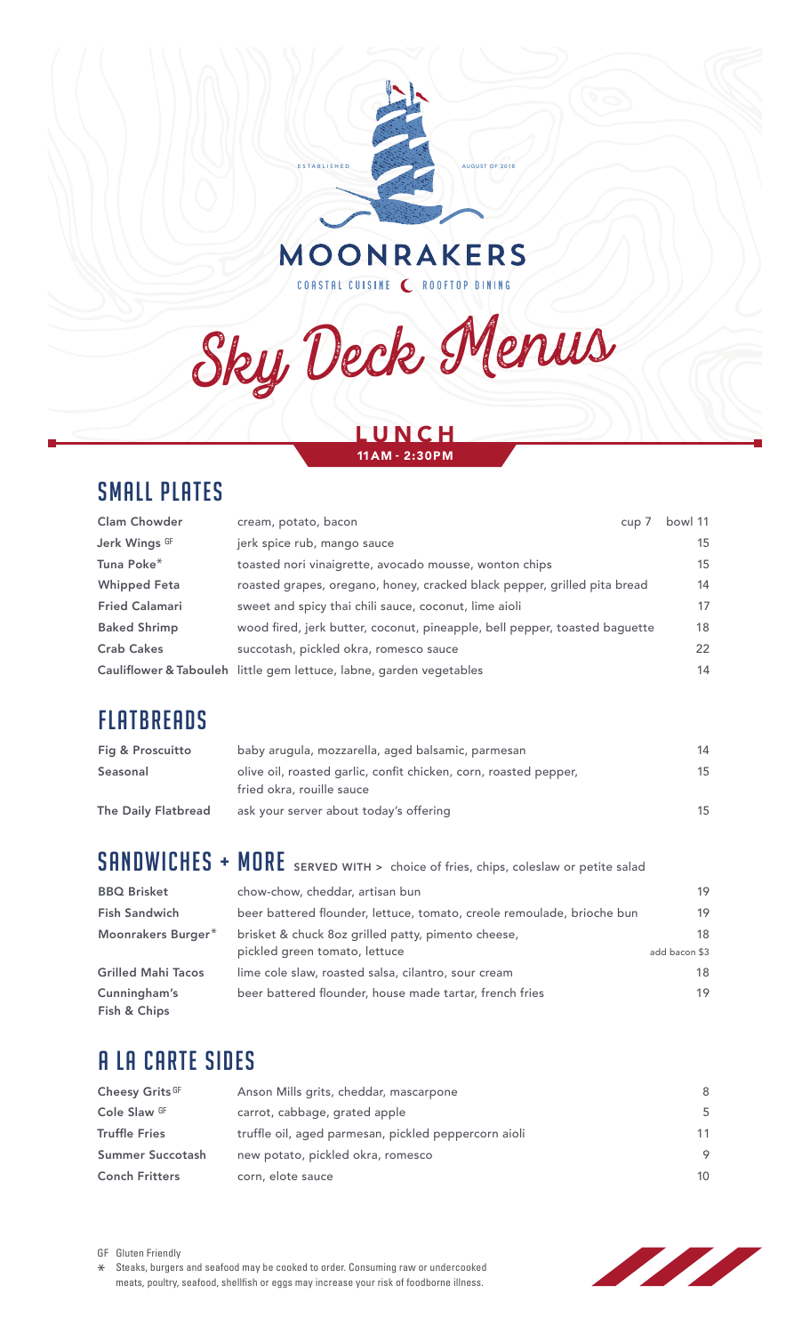ESTABLISHED AUGUST OF 2018

# MOONRAKERS

COASTAL CUISINE ☾ ROOFTOP DINING

# Sky Deck Menus

## LUNCH

11AM - 2:30PM

## SMALL PLATES

| Item | Description | Price |
| --- | --- | --- |
| Clam Chowder | cream, potato, bacon | cup 7 bowl 11 |
| Jerk Wings GF | jerk spice rub, mango sauce | 15 |
| Tuna Poke* | toasted nori vinaigrette, avocado mousse, wonton chips | 15 |
| Whipped Feta | roasted grapes, oregano, honey, cracked black pepper, grilled pita bread | 14 |
| Fried Calamari | sweet and spicy thai chili sauce, coconut, lime aioli | 17 |
| Baked Shrimp | wood fired, jerk butter, coconut, pineapple, bell pepper, toasted baguette | 18 |
| Crab Cakes | succotash, pickled okra, romesco sauce | 22 |
| Cauliflower & Tabouleh | little gem lettuce, labne, garden vegetables | 14 |

## FLATBREADS

| Item | Description | Price |
| --- | --- | --- |
| Fig & Proscuitto | baby arugula, mozzarella, aged balsamic, parmesan | 14 |
| Seasonal | olive oil, roasted garlic, confit chicken, corn, roasted pepper, fried okra, rouille sauce | 15 |
| The Daily Flatbread | ask your server about today's offering | 15 |

## SANDWICHES + MORE

SERVED WITH > choice of fries, chips, coleslaw or petite salad

| Item | Description | Price |
| --- | --- | --- |
| BBQ Brisket | chow-chow, cheddar, artisan bun | 19 |
| Fish Sandwich | beer battered flounder, lettuce, tomato, creole remoulade, brioche bun | 19 |
| Moonrakers Burger* | brisket & chuck 8oz grilled patty, pimento cheese, pickled green tomato, lettuce | 18 add bacon $3 |
| Grilled Mahi Tacos | lime cole slaw, roasted salsa, cilantro, sour cream | 18 |
| Cunningham's Fish & Chips | beer battered flounder, house made tartar, french fries | 19 |

## A LA CARTE SIDES

| Item | Description | Price |
| --- | --- | --- |
| Cheesy Grits GF | Anson Mills grits, cheddar, mascarpone | 8 |
| Cole Slaw GF | carrot, cabbage, grated apple | 5 |
| Truffle Fries | truffle oil, aged parmesan, pickled peppercorn aioli | 11 |
| Summer Succotash | new potato, pickled okra, romesco | 9 |
| Conch Fritters | corn, elote sauce | 10 |

GF Gluten Friendly

* Steaks, burgers and seafood may be cooked to order. Consuming raw or undercooked meats, poultry, seafood, shellfish or eggs may increase your risk of foodborne illness.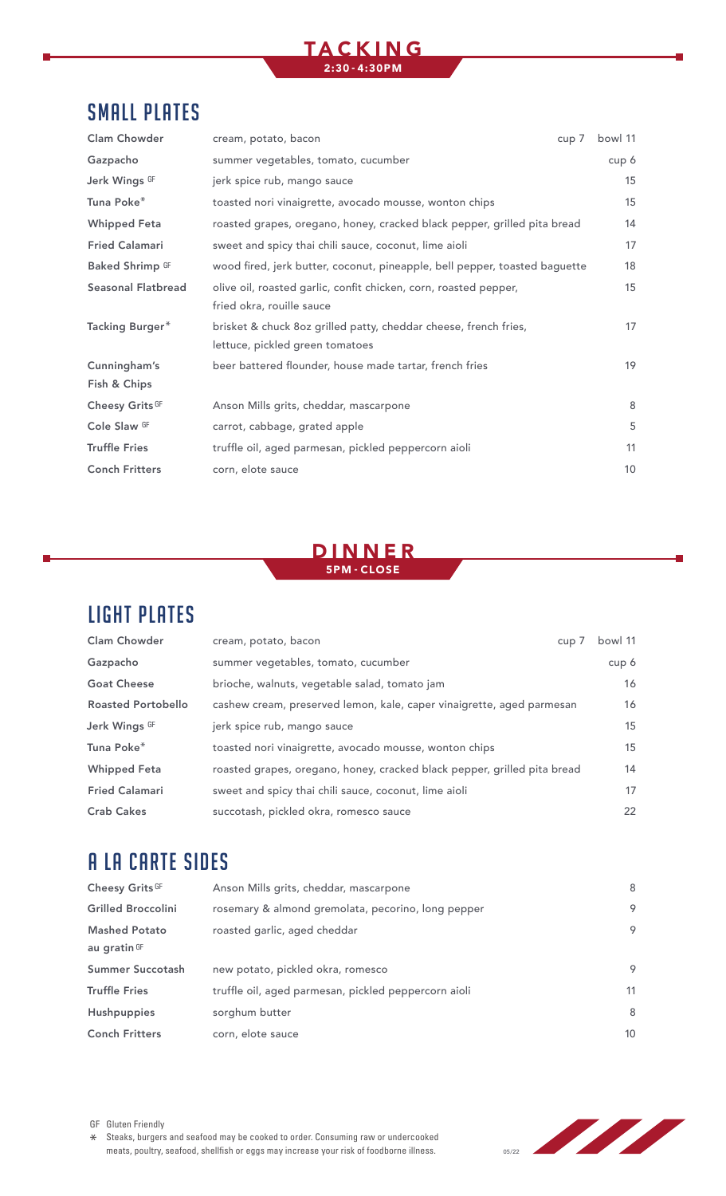## TACKING
### 2:30 - 4:30PM

## SMALL PLATES

| | | |
|---|---|---|
| **Clam Chowder** | cream, potato, bacon | cup 7 bowl 11 |
| **Gazpacho** | summer vegetables, tomato, cucumber | cup 6 |
| **Jerk Wings** GF | jerk spice rub, mango sauce | 15 |
| **Tuna Poke*** | toasted nori vinaigrette, avocado mousse, wonton chips | 15 |
| **Whipped Feta** | roasted grapes, oregano, honey, cracked black pepper, grilled pita bread | 14 |
| **Fried Calamari** | sweet and spicy thai chili sauce, coconut, lime aioli | 17 |
| **Baked Shrimp** GF | wood fired, jerk butter, coconut, pineapple, bell pepper, toasted baguette | 18 |
| **Seasonal Flatbread** | olive oil, roasted garlic, confit chicken, corn, roasted pepper, fried okra, rouille sauce | 15 |
| **Tacking Burger*** | brisket & chuck 8oz grilled patty, cheddar cheese, french fries, lettuce, pickled green tomatoes | 17 |
| **Cunningham's Fish & Chips** | beer battered flounder, house made tartar, french fries | 19 |
| **Cheesy Grits** GF | Anson Mills grits, cheddar, mascarpone | 8 |
| **Cole Slaw** GF | carrot, cabbage, grated apple | 5 |
| **Truffle Fries** | truffle oil, aged parmesan, pickled peppercorn aioli | 11 |
| **Conch Fritters** | corn, elote sauce | 10 |

## DINNER
### 5PM - CLOSE

## LIGHT PLATES

| | | |
|---|---|---|
| **Clam Chowder** | cream, potato, bacon | cup 7 bowl 11 |
| **Gazpacho** | summer vegetables, tomato, cucumber | cup 6 |
| **Goat Cheese** | brioche, walnuts, vegetable salad, tomato jam | 16 |
| **Roasted Portobello** | cashew cream, preserved lemon, kale, caper vinaigrette, aged parmesan | 16 |
| **Jerk Wings** GF | jerk spice rub, mango sauce | 15 |
| **Tuna Poke*** | toasted nori vinaigrette, avocado mousse, wonton chips | 15 |
| **Whipped Feta** | roasted grapes, oregano, honey, cracked black pepper, grilled pita bread | 14 |
| **Fried Calamari** | sweet and spicy thai chili sauce, coconut, lime aioli | 17 |
| **Crab Cakes** | succotash, pickled okra, romesco sauce | 22 |

## A LA CARTE SIDES

| | | |
|---|---|---|
| **Cheesy Grits** GF | Anson Mills grits, cheddar, mascarpone | 8 |
| **Grilled Broccolini** | rosemary & almond gremolata, pecorino, long pepper | 9 |
| **Mashed Potato au gratin** GF | roasted garlic, aged cheddar | 9 |
| **Summer Succotash** | new potato, pickled okra, romesco | 9 |
| **Truffle Fries** | truffle oil, aged parmesan, pickled peppercorn aioli | 11 |
| **Hushpuppies** | sorghum butter | 8 |
| **Conch Fritters** | corn, elote sauce | 10 |

GF Gluten Friendly

* Steaks, burgers and seafood may be cooked to order. Consuming raw or undercooked meats, poultry, seafood, shellfish or eggs may increase your risk of foodborne illness.

05/22